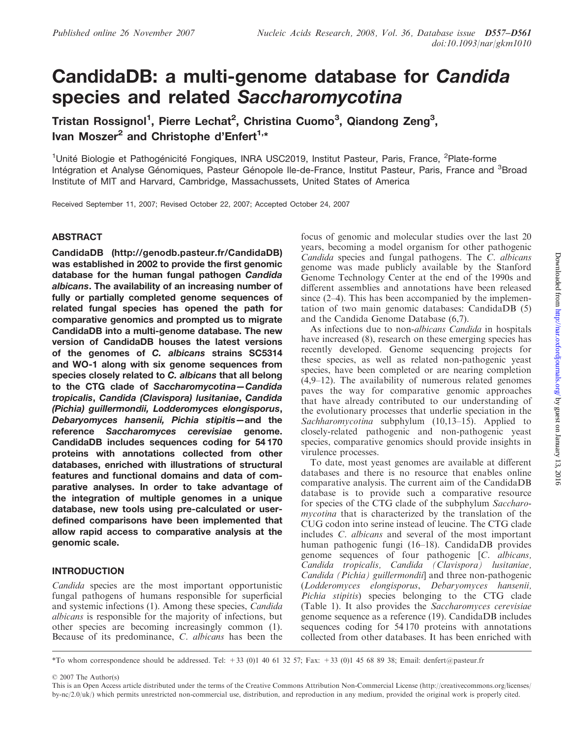# CandidaDB: a multi-genome database for *Candida* species and related *Saccharomycotina*

**Tristan Rossignol[1], Pierre Lechat[2], Christina Cuomo[3], Qiandong Zeng[3], Ivan Moszer[2] and Christophe d'Enfert[1,*]**

[1]Unité Biologie et Pathogénicité Fongiques, INRA USC2019, Institut Pasteur, Paris, France, [2]Plate-forme Intégration et Analyse Génomiques, Pasteur Génopole Ile-de-France, Institut Pasteur, Paris, France and [3]Broad Institute of MIT and Harvard, Cambridge, Massachussets, United States of America

Received September 11, 2007; Revised October 22, 2007; Accepted October 24, 2007

## ABSTRACT

**CandidaDB (http://genodb.pasteur.fr/CandidaDB) was established in 2002 to provide the first genomic database for the human fungal pathogen *Candida albicans*. The availability of an increasing number of fully or partially completed genome sequences of related fungal species has opened the path for comparative genomics and prompted us to migrate CandidaDB into a multi-genome database. The new version of CandidaDB houses the latest versions of the genomes of *C. albicans* strains SC5314 and WO-1 along with six genome sequences from species closely related to *C. albicans* that all belong to the CTG clade of *Saccharomycotina*—*Candida tropicalis*, *Candida (Clavispora) lusitaniae*, *Candida (Pichia) guillermondii*, *Lodderomyces elongisporus*, *Debaryomyces hansenii*, *Pichia stipitis*—and the reference *Saccharomyces cerevisiae* genome. CandidaDB includes sequences coding for 54 170 proteins with annotations collected from other databases, enriched with illustrations of structural features and functional domains and data of comparative analyses. In order to take advantage of the integration of multiple genomes in a unique database, new tools using pre-calculated or user-defined comparisons have been implemented that allow rapid access to comparative analysis at the genomic scale.**

## INTRODUCTION

*Candida* species are the most important opportunistic fungal pathogens of humans responsible for superficial and systemic infections (1). Among these species, *Candida albicans* is responsible for the majority of infections, but other species are becoming increasingly common (1). Because of its predominance, *C. albicans* has been the focus of genomic and molecular studies over the last 20 years, becoming a model organism for other pathogenic *Candida* species and fungal pathogens. The *C. albicans* genome was made publicly available by the Stanford Genome Technology Center at the end of the 1990s and different assemblies and annotations have been released since (2–4). This has been accompanied by the implementation of two main genomic databases: CandidaDB (5) and the Candida Genome Database (6,7).

As infections due to non-*albicans Candida* in hospitals have increased (8), research on these emerging species has recently developed. Genome sequencing projects for these species, as well as related non-pathogenic yeast species, have been completed or are nearing completion (4,9–12). The availability of numerous related genomes paves the way for comparative genomic approaches that have already contributed to our understanding of the evolutionary processes that underlie speciation in the *Sachharomycotina* subphylum (10,13–15). Applied to closely-related pathogenic and non-pathogenic yeast species, comparative genomics should provide insights in virulence processes.

To date, most yeast genomes are available at different databases and there is no resource that enables online comparative analysis. The current aim of the CandidaDB database is to provide such a comparative resource for species of the CTG clade of the subphylum *Saccharomycotina* that is characterized by the translation of the CUG codon into serine instead of leucine. The CTG clade includes *C. albicans* and several of the most important human pathogenic fungi (16–18). CandidaDB provides genome sequences of four pathogenic [*C. albicans, Candida tropicalis, Candida (Clavispora) lusitaniae, Candida (Pichia) guillermondii*] and three non-pathogenic (*Lodderomyces elongisporus*, *Debaryomyces hansenii, Pichia stipitis*) species belonging to the CTG clade (Table 1). It also provides the *Saccharomyces cerevisiae* genome sequence as a reference (19). CandidaDB includes sequences coding for 54 170 proteins with annotations collected from other databases. It has been enriched with

*To whom correspondence should be addressed. Tel: +33 (0)1 40 61 32 57; Fax: +33 (0)1 45 68 89 38; Email: denfert@pasteur.fr

© 2007 The Author(s)

This is an Open Access article distributed under the terms of the Creative Commons Attribution Non-Commercial License (http://creativecommons.org/licenses/by-nc/2.0/uk/) which permits unrestricted non-commercial use, distribution, and reproduction in any medium, provided the original work is properly cited.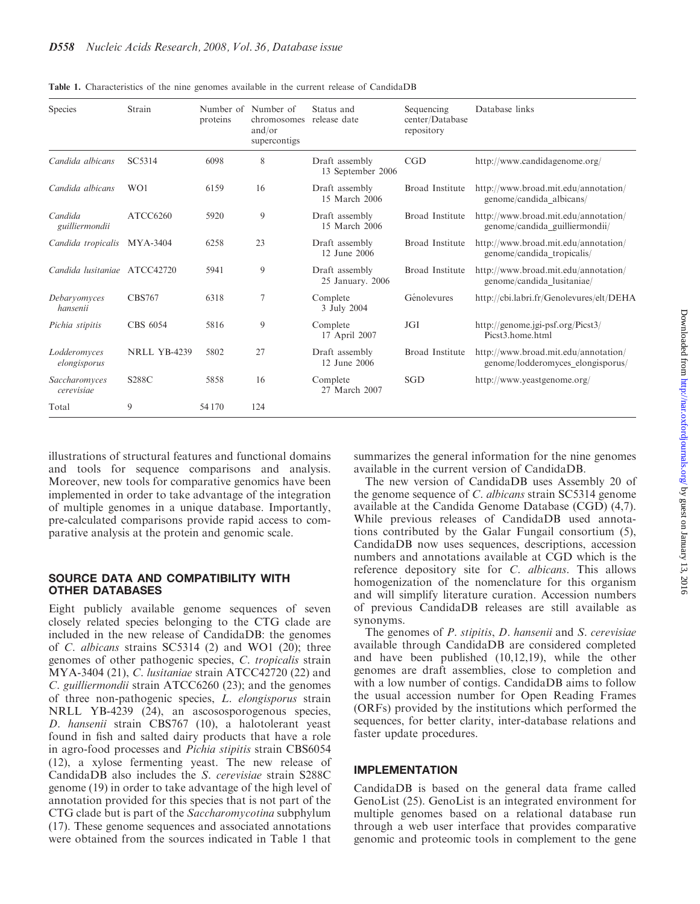Table 1. Characteristics of the nine genomes available in the current release of CandidaDB

| Species | Strain | Number of proteins | Number of chromosomes and/or supercontigs | Status and release date | Sequencing center/Database repository | Database links |
|---|---|---|---|---|---|---|
| *Candida albicans* | SC5314 | 6098 | 8 | Draft assembly 13 September 2006 | CGD | http://www.candidagenome.org/ |
| *Candida albicans* | WO1 | 6159 | 16 | Draft assembly 15 March 2006 | Broad Institute | http://www.broad.mit.edu/annotation/genome/candida_albicans/ |
| *Candida guilliermondii* | ATCC6260 | 5920 | 9 | Draft assembly 15 March 2006 | Broad Institute | http://www.broad.mit.edu/annotation/genome/candida_guilliermondii/ |
| *Candida tropicalis* | MYA-3404 | 6258 | 23 | Draft assembly 12 June 2006 | Broad Institute | http://www.broad.mit.edu/annotation/genome/candida_tropicalis/ |
| *Candida lusitaniae* | ATCC42720 | 5941 | 9 | Draft assembly 25 January. 2006 | Broad Institute | http://www.broad.mit.edu/annotation/genome/candida_lusitaniae/ |
| *Debaryomyces hansenii* | CBS767 | 6318 | 7 | Complete 3 July 2004 | Génolevures | http://cbi.labri.fr/Genolevures/elt/DEHA |
| *Pichia stipitis* | CBS 6054 | 5816 | 9 | Complete 17 April 2007 | JGI | http://genome.jgi-psf.org/Picst3/Picst3.home.html |
| *Lodderomyces elongisporus* | NRLL YB-4239 | 5802 | 27 | Draft assembly 12 June 2006 | Broad Institute | http://www.broad.mit.edu/annotation/genome/lodderomyces_elongisporus/ |
| *Saccharomyces cerevisiae* | S288C | 5858 | 16 | Complete 27 March 2007 | SGD | http://www.yeastgenome.org/ |
| Total | 9 | 54 170 | 124 | | | |

illustrations of structural features and functional domains and tools for sequence comparisons and analysis. Moreover, new tools for comparative genomics have been implemented in order to take advantage of the integration of multiple genomes in a unique database. Importantly, pre-calculated comparisons provide rapid access to comparative analysis at the protein and genomic scale.

## SOURCE DATA AND COMPATIBILITY WITH OTHER DATABASES

Eight publicly available genome sequences of seven closely related species belonging to the CTG clade are included in the new release of CandidaDB: the genomes of *C. albicans* strains SC5314 (2) and WO1 (20); three genomes of other pathogenic species, *C. tropicalis* strain MYA-3404 (21), *C. lusitaniae* strain ATCC42720 (22) and *C. guilliermondii* strain ATCC6260 (23); and the genomes of three non-pathogenic species, *L. elongisporus* strain NRLL YB-4239 (24), an ascososporogenous species, *D. hansenii* strain CBS767 (10), a halotolerant yeast found in fish and salted dairy products that have a role in agro-food processes and *Pichia stipitis* strain CBS6054 (12), a xylose fermenting yeast. The new release of CandidaDB also includes the *S. cerevisiae* strain S288C genome (19) in order to take advantage of the high level of annotation provided for this species that is not part of the CTG clade but is part of the *Saccharomycotina* subphylum (17). These genome sequences and associated annotations were obtained from the sources indicated in Table 1 that summarizes the general information for the nine genomes available in the current version of CandidaDB.

The new version of CandidaDB uses Assembly 20 of the genome sequence of *C. albicans* strain SC5314 genome available at the Candida Genome Database (CGD) (4,7). While previous releases of CandidaDB used annotations contributed by the Galar Fungail consortium (5), CandidaDB now uses sequences, descriptions, accession numbers and annotations available at CGD which is the reference depository site for *C. albicans*. This allows homogenization of the nomenclature for this organism and will simplify literature curation. Accession numbers of previous CandidaDB releases are still available as synonyms.

The genomes of *P. stipitis*, *D. hansenii* and *S. cerevisiae* available through CandidaDB are considered completed and have been published (10,12,19), while the other genomes are draft assemblies, close to completion and with a low number of contigs. CandidaDB aims to follow the usual accession number for Open Reading Frames (ORFs) provided by the institutions which performed the sequences, for better clarity, inter-database relations and faster update procedures.

## IMPLEMENTATION

CandidaDB is based on the general data frame called GenoList (25). GenoList is an integrated environment for multiple genomes based on a relational database run through a web user interface that provides comparative genomic and proteomic tools in complement to the gene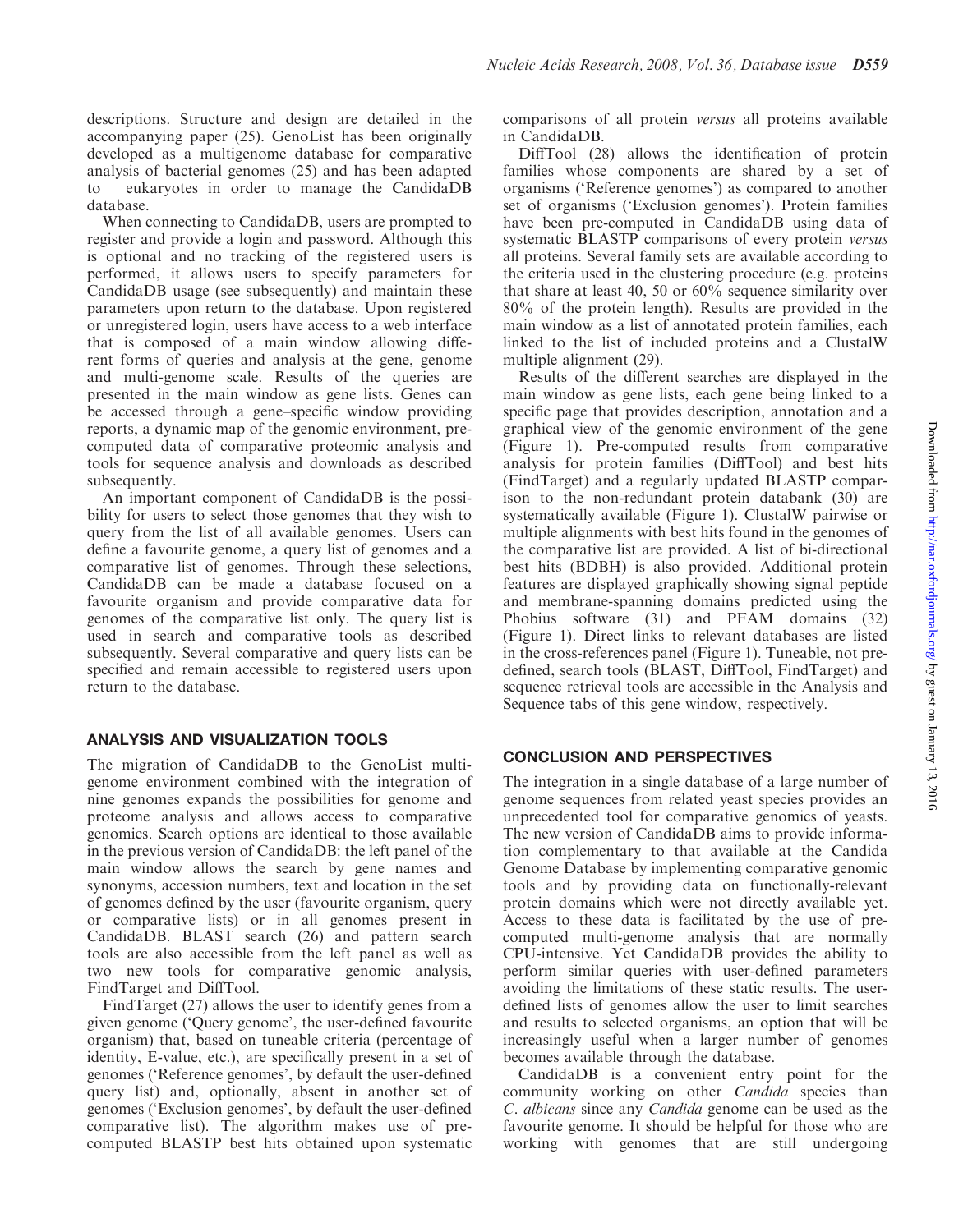descriptions. Structure and design are detailed in the accompanying paper (25). GenoList has been originally developed as a multigenome database for comparative analysis of bacterial genomes (25) and has been adapted to eukaryotes in order to manage the CandidaDB database.

When connecting to CandidaDB, users are prompted to register and provide a login and password. Although this is optional and no tracking of the registered users is performed, it allows users to specify parameters for CandidaDB usage (see subsequently) and maintain these parameters upon return to the database. Upon registered or unregistered login, users have access to a web interface that is composed of a main window allowing different forms of queries and analysis at the gene, genome and multi-genome scale. Results of the queries are presented in the main window as gene lists. Genes can be accessed through a gene–specific window providing reports, a dynamic map of the genomic environment, pre-computed data of comparative proteomic analysis and tools for sequence analysis and downloads as described subsequently.

An important component of CandidaDB is the possibility for users to select those genomes that they wish to query from the list of all available genomes. Users can define a favourite genome, a query list of genomes and a comparative list of genomes. Through these selections, CandidaDB can be made a database focused on a favourite organism and provide comparative data for genomes of the comparative list only. The query list is used in search and comparative tools as described subsequently. Several comparative and query lists can be specified and remain accessible to registered users upon return to the database.

## ANALYSIS AND VISUALIZATION TOOLS

The migration of CandidaDB to the GenoList multi-genome environment combined with the integration of nine genomes expands the possibilities for genome and proteome analysis and allows access to comparative genomics. Search options are identical to those available in the previous version of CandidaDB: the left panel of the main window allows the search by gene names and synonyms, accession numbers, text and location in the set of genomes defined by the user (favourite organism, query or comparative lists) or in all genomes present in CandidaDB. BLAST search (26) and pattern search tools are also accessible from the left panel as well as two new tools for comparative genomic analysis, FindTarget and DiffTool.

FindTarget (27) allows the user to identify genes from a given genome ('Query genome', the user-defined favourite organism) that, based on tuneable criteria (percentage of identity, E-value, etc.), are specifically present in a set of genomes ('Reference genomes', by default the user-defined query list) and, optionally, absent in another set of genomes ('Exclusion genomes', by default the user-defined comparative list). The algorithm makes use of pre-computed BLASTP best hits obtained upon systematic comparisons of all protein *versus* all proteins available in CandidaDB.

DiffTool (28) allows the identification of protein families whose components are shared by a set of organisms ('Reference genomes') as compared to another set of organisms ('Exclusion genomes'). Protein families have been pre-computed in CandidaDB using data of systematic BLASTP comparisons of every protein *versus* all proteins. Several family sets are available according to the criteria used in the clustering procedure (e.g. proteins that share at least 40, 50 or 60% sequence similarity over 80% of the protein length). Results are provided in the main window as a list of annotated protein families, each linked to the list of included proteins and a ClustalW multiple alignment (29).

Results of the different searches are displayed in the main window as gene lists, each gene being linked to a specific page that provides description, annotation and a graphical view of the genomic environment of the gene (Figure 1). Pre-computed results from comparative analysis for protein families (DiffTool) and best hits (FindTarget) and a regularly updated BLASTP comparison to the non-redundant protein databank (30) are systematically available (Figure 1). ClustalW pairwise or multiple alignments with best hits found in the genomes of the comparative list are provided. A list of bi-directional best hits (BDBH) is also provided. Additional protein features are displayed graphically showing signal peptide and membrane-spanning domains predicted using the Phobius software (31) and PFAM domains (32) (Figure 1). Direct links to relevant databases are listed in the cross-references panel (Figure 1). Tuneable, not predefined, search tools (BLAST, DiffTool, FindTarget) and sequence retrieval tools are accessible in the Analysis and Sequence tabs of this gene window, respectively.

## CONCLUSION AND PERSPECTIVES

The integration in a single database of a large number of genome sequences from related yeast species provides an unprecedented tool for comparative genomics of yeasts. The new version of CandidaDB aims to provide information complementary to that available at the Candida Genome Database by implementing comparative genomic tools and by providing data on functionally-relevant protein domains which were not directly available yet. Access to these data is facilitated by the use of pre-computed multi-genome analysis that are normally CPU-intensive. Yet CandidaDB provides the ability to perform similar queries with user-defined parameters avoiding the limitations of these static results. The user-defined lists of genomes allow the user to limit searches and results to selected organisms, an option that will be increasingly useful when a larger number of genomes becomes available through the database.

CandidaDB is a convenient entry point for the community working on other *Candida* species than *C. albicans* since any *Candida* genome can be used as the favourite genome. It should be helpful for those who are working with genomes that are still undergoing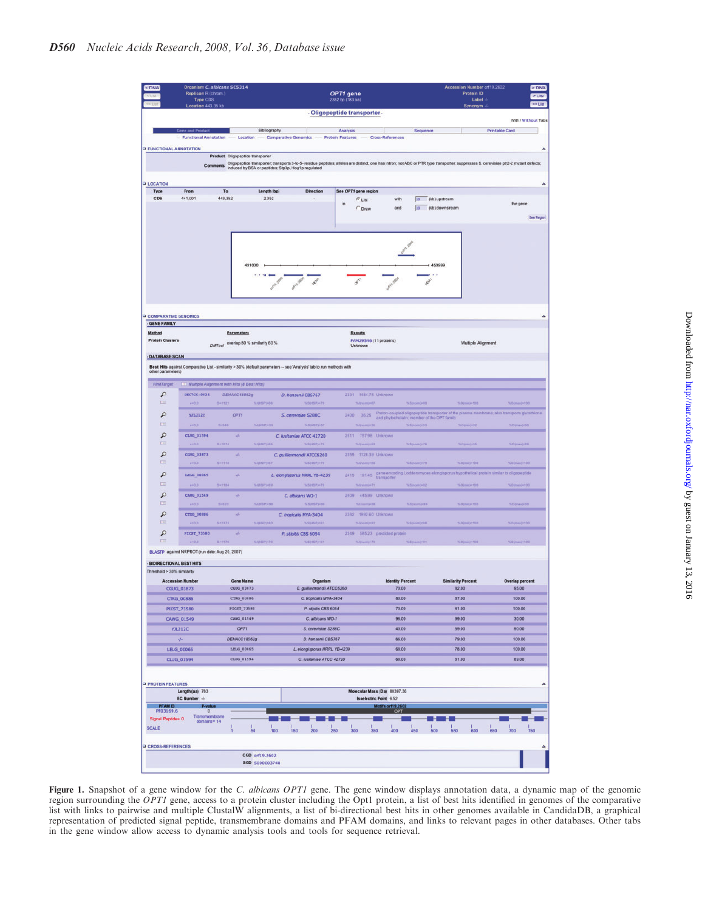**Figure 1.** Snapshot of a gene window for the *C. albicans OPT1* gene. The gene window displays annotation data, a dynamic map of the genomic region surrounding the *OPT1* gene, access to a protein cluster including the Opt1 protein, a list of best hits identified in genomes of the comparative list with links to pairwise and multiple ClustalW alignments, a list of bi-directional best hits in other genomes available in CandidaDB, a graphical representation of predicted signal peptide, transmembrane domains and PFAM domains, and links to relevant pages in other databases. Other tabs in the gene window allow access to dynamic analysis tools and tools for sequence retrieval.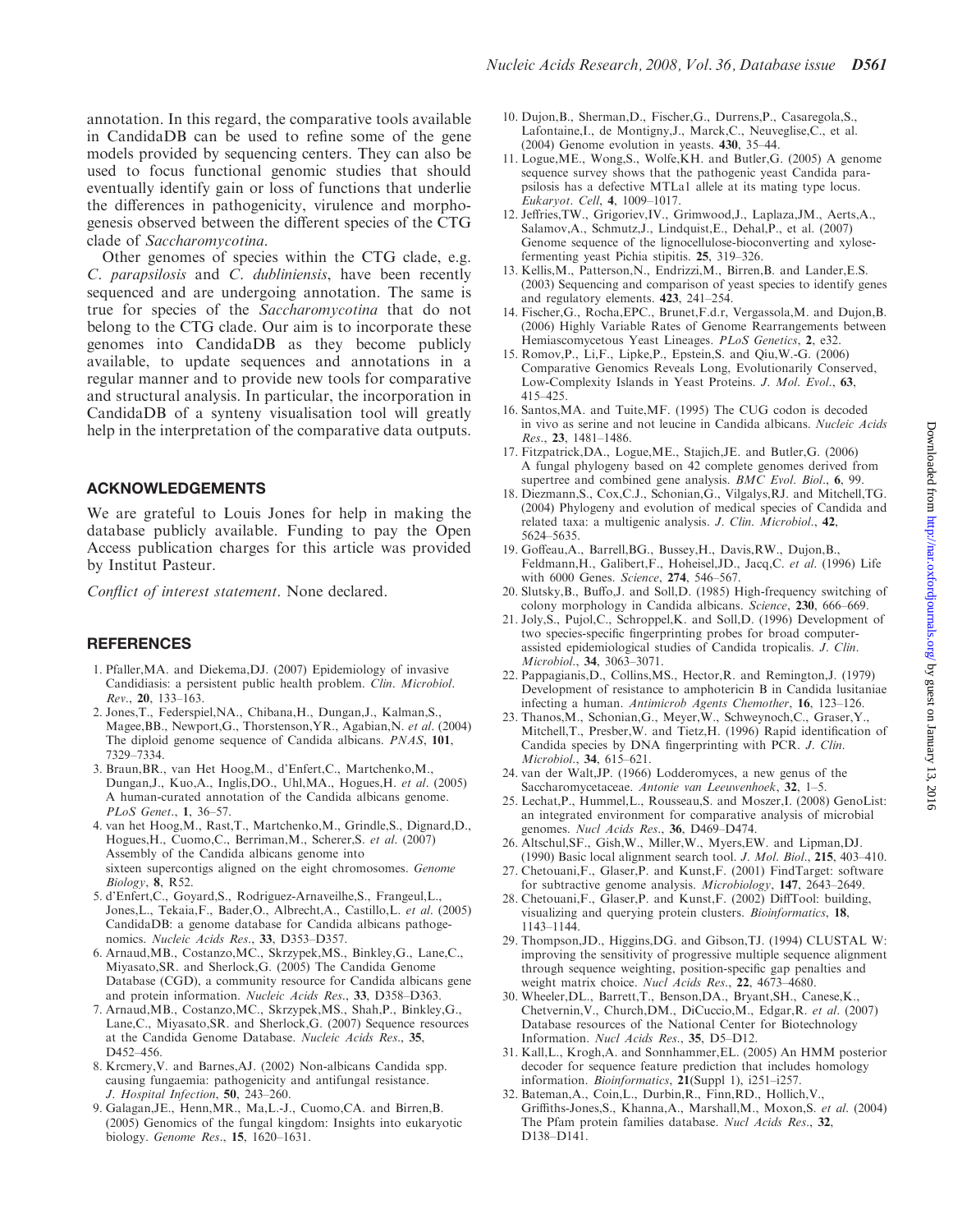annotation. In this regard, the comparative tools available in CandidaDB can be used to refine some of the gene models provided by sequencing centers. They can also be used to focus functional genomic studies that should eventually identify gain or loss of functions that underlie the differences in pathogenicity, virulence and morphogenesis observed between the different species of the CTG clade of *Saccharomycotina*.

Other genomes of species within the CTG clade, e.g. *C. parapsilosis* and *C. dubliniensis*, have been recently sequenced and are undergoing annotation. The same is true for species of the *Saccharomycotina* that do not belong to the CTG clade. Our aim is to incorporate these genomes into CandidaDB as they become publicly available, to update sequences and annotations in a regular manner and to provide new tools for comparative and structural analysis. In particular, the incorporation in CandidaDB of a synteny visualisation tool will greatly help in the interpretation of the comparative data outputs.

## ACKNOWLEDGEMENTS

We are grateful to Louis Jones for help in making the database publicly available. Funding to pay the Open Access publication charges for this article was provided by Institut Pasteur.

*Conflict of interest statement*. None declared.

## REFERENCES

1. Pfaller,MA. and Diekema,DJ. (2007) Epidemiology of invasive Candidiasis: a persistent public health problem. *Clin. Microbiol. Rev.*, **20**, 133–163.
2. Jones,T., Federspiel,NA., Chibana,H., Dungan,J., Kalman,S., Magee,BB., Newport,G., Thorstenson,YR., Agabian,N. *et al.* (2004) The diploid genome sequence of Candida albicans. *PNAS*, **101**, 7329–7334.
3. Braun,BR., van Het Hoog,M., d'Enfert,C., Martchenko,M., Dungan,J., Kuo,A., Inglis,DO., Uhl,MA., Hogues,H. *et al.* (2005) A human-curated annotation of the Candida albicans genome. *PLoS Genet.*, **1**, 36–57.
4. van het Hoog,M., Rast,T., Martchenko,M., Grindle,S., Dignard,D., Hogues,H., Cuomo,C., Berriman,M., Scherer,S. *et al.* (2007) Assembly of the Candida albicans genome into sixteen supercontigs aligned on the eight chromosomes. *Genome Biology*, **8**, R52.
5. d'Enfert,C., Goyard,S., Rodriguez-Arnaveilhe,S., Frangeul,L., Jones,L., Tekaia,F., Bader,O., Albrecht,A., Castillo,L. *et al.* (2005) CandidaDB: a genome database for Candida albicans pathogenomics. *Nucleic Acids Res.*, **33**, D353–D357.
6. Arnaud,MB., Costanzo,MC., Skrzypek,MS., Binkley,G., Lane,C., Miyasato,SR. and Sherlock,G. (2005) The Candida Genome Database (CGD), a community resource for Candida albicans gene and protein information. *Nucleic Acids Res.*, **33**, D358–D363.
7. Arnaud,MB., Costanzo,MC., Skrzypek,MS., Shah,P., Binkley,G., Lane,C., Miyasato,SR. and Sherlock,G. (2007) Sequence resources at the Candida Genome Database. *Nucleic Acids Res.*, **35**, D452–456.
8. Krcmery,V. and Barnes,AJ. (2002) Non-albicans Candida spp. causing fungaemia: pathogenicity and antifungal resistance. *J. Hospital Infection*, **50**, 243–260.
9. Galagan,JE., Henn,MR., Ma,L.-J., Cuomo,CA. and Birren,B. (2005) Genomics of the fungal kingdom: Insights into eukaryotic biology. *Genome Res.*, **15**, 1620–1631.
10. Dujon,B., Sherman,D., Fischer,G., Durrens,P., Casaregola,S., Lafontaine,I., de Montigny,J., Marck,C., Neuveglise,C., et al. (2004) Genome evolution in yeasts. **430**, 35–44.
11. Logue,ME., Wong,S., Wolfe,KH. and Butler,G. (2005) A genome sequence survey shows that the pathogenic yeast Candida parapsilosis has a defective MTLa1 allele at its mating type locus. *Eukaryot. Cell*, **4**, 1009–1017.
12. Jeffries,TW., Grigoriev,IV., Grimwood,J., Laplaza,JM., Aerts,A., Salamov,A., Schmutz,J., Lindquist,E., Dehal,P., et al. (2007) Genome sequence of the lignocellulose-bioconverting and xylose-fermenting yeast Pichia stipitis. **25**, 319–326.
13. Kellis,M., Patterson,N., Endrizzi,M., Birren,B. and Lander,E.S. (2003) Sequencing and comparison of yeast species to identify genes and regulatory elements. **423**, 241–254.
14. Fischer,G., Rocha,EPC., Brunet,F.d.r, Vergassola,M. and Dujon,B. (2006) Highly Variable Rates of Genome Rearrangements between Hemiascomycetous Yeast Lineages. *PLoS Genetics*, **2**, e32.
15. Romov,P., Li,F., Lipke,P., Epstein,S. and Qiu,W.-G. (2006) Comparative Genomics Reveals Long, Evolutionarily Conserved, Low-Complexity Islands in Yeast Proteins. *J. Mol. Evol.*, **63**, 415–425.
16. Santos,MA. and Tuite,MF. (1995) The CUG codon is decoded in vivo as serine and not leucine in Candida albicans. *Nucleic Acids Res.*, **23**, 1481–1486.
17. Fitzpatrick,DA., Logue,ME., Stajich,JE. and Butler,G. (2006) A fungal phylogeny based on 42 complete genomes derived from supertree and combined gene analysis. *BMC Evol. Biol.*, **6**, 99.
18. Diezmann,S., Cox,C.J., Schonian,G., Vilgalys,RJ. and Mitchell,TG. (2004) Phylogeny and evolution of medical species of Candida and related taxa: a multigenic analysis. *J. Clin. Microbiol.*, **42**, 5624–5635.
19. Goffeau,A., Barrell,BG., Bussey,H., Davis,RW., Dujon,B., Feldmann,H., Galibert,F., Hoheisel,JD., Jacq,C. *et al.* (1996) Life with 6000 Genes. *Science*, **274**, 546–567.
20. Slutsky,B., Buffo,J. and Soll,D. (1985) High-frequency switching of colony morphology in Candida albicans. *Science*, **230**, 666–669.
21. Joly,S., Pujol,C., Schroppel,K. and Soll,D. (1996) Development of two species-specific fingerprinting probes for broad computer-assisted epidemiological studies of Candida tropicalis. *J. Clin. Microbiol.*, **34**, 3063–3071.
22. Pappagianis,D., Collins,MS., Hector,R. and Remington,J. (1979) Development of resistance to amphotericin B in Candida lusitaniae infecting a human. *Antimicrob Agents Chemother*, **16**, 123–126.
23. Thanos,M., Schonian,G., Meyer,W., Schweynoch,C., Graser,Y., Mitchell,T., Presber,W. and Tietz,H. (1996) Rapid identification of Candida species by DNA fingerprinting with PCR. *J. Clin. Microbiol.*, **34**, 615–621.
24. van der Walt,JP. (1966) Lodderomyces, a new genus of the Saccharomycetaceae. *Antonie van Leeuwenhoek*, **32**, 1–5.
25. Lechat,P., Hummel,L., Rousseau,S. and Moszer,I. (2008) GenoList: an integrated environment for comparative analysis of microbial genomes. *Nucl Acids Res.*, **36**, D469–D474.
26. Altschul,SF., Gish,W., Miller,W., Myers,EW. and Lipman,DJ. (1990) Basic local alignment search tool. *J. Mol. Biol.*, **215**, 403–410.
27. Chetouani,F., Glaser,P. and Kunst,F. (2001) FindTarget: software for subtractive genome analysis. *Microbiology*, **147**, 2643–2649.
28. Chetouani,F., Glaser,P. and Kunst,F. (2002) DiffTool: building, visualizing and querying protein clusters. *Bioinformatics*, **18**, 1143–1144.
29. Thompson,JD., Higgins,DG. and Gibson,TJ. (1994) CLUSTAL W: improving the sensitivity of progressive multiple sequence alignment through sequence weighting, position-specific gap penalties and weight matrix choice. *Nucl Acids Res.*, **22**, 4673–4680.
30. Wheeler,DL., Barrett,T., Benson,DA., Bryant,SH., Canese,K., Chetvernin,V., Church,DM., DiCuccio,M., Edgar,R. *et al.* (2007) Database resources of the National Center for Biotechnology Information. *Nucl Acids Res.*, **35**, D5–D12.
31. Kall,L., Krogh,A. and Sonnhammer,EL. (2005) An HMM posterior decoder for sequence feature prediction that includes homology information. *Bioinformatics*, **21**(Suppl 1), i251–i257.
32. Bateman,A., Coin,L., Durbin,R., Finn,RD., Hollich,V., Griffiths-Jones,S., Khanna,A., Marshall,M., Moxon,S. *et al.* (2004) The Pfam protein families database. *Nucl Acids Res.*, **32**, D138–D141.